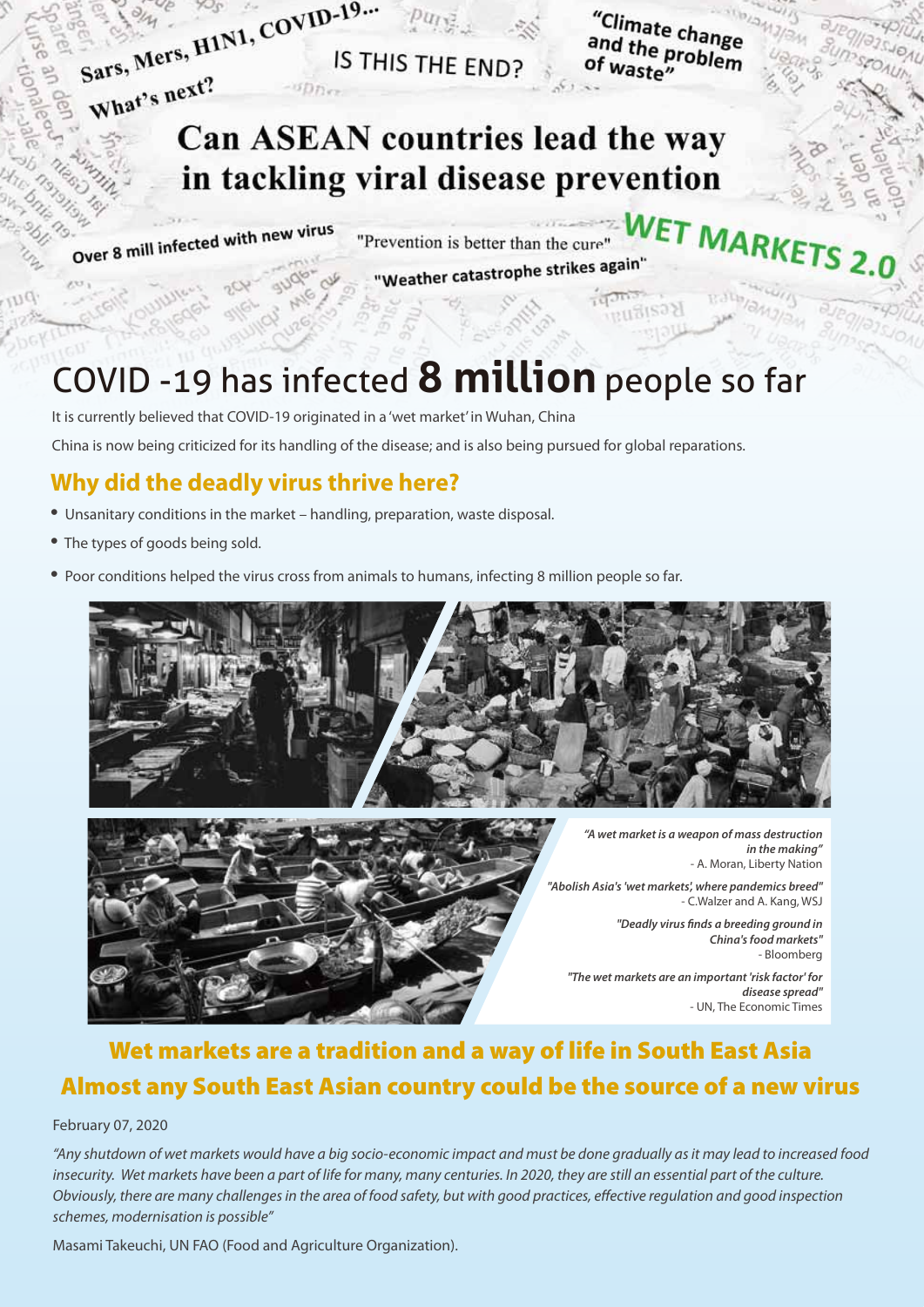Sars, Mers, H1N1, COVID-19... What's next?

IS THIS THE END?

"Climate change and the problem of waste"

# Can ASEAN countries lead the way in tackling viral disease prevention

Over 8 mill infected with new virus

"Prevention is better than the cure"

"Weather catastrophe strikes again"

WET MARKETS 2.0

# COVID -19 has infected **8 million** people so far

It is currently believed that COVID-19 originated in a 'wet market' in Wuhan, China

China is now being criticized for its handling of the disease; and is also being pursued for global reparations.

## Why did the deadly virus thrive here?

- Unsanitary conditions in the market – handling, preparation, waste disposal.
- The types of goods being sold.
- Poor conditions helped the virus cross from animals to humans, infecting 8 million people so far.

***"A wet market is a weapon of mass destruction in the making"***
- A. Moran, Liberty Nation

***"Abolish Asia's 'wet markets', where pandemics breed"***
- C.Walzer and A. Kang, WSJ

***"Deadly virus finds a breeding ground in China's food markets"***
- Bloomberg

***"The wet markets are an important 'risk factor' for disease spread"***
- UN, The Economic Times

## Wet markets are a tradition and a way of life in South East Asia

## Almost any South East Asian country could be the source of a new virus

February 07, 2020

*"Any shutdown of wet markets would have a big socio-economic impact and must be done gradually as it may lead to increased food insecurity. Wet markets have been a part of life for many, many centuries. In 2020, they are still an essential part of the culture. Obviously, there are many challenges in the area of food safety, but with good practices, effective regulation and good inspection schemes, modernisation is possible"*

Masami Takeuchi, UN FAO (Food and Agriculture Organization).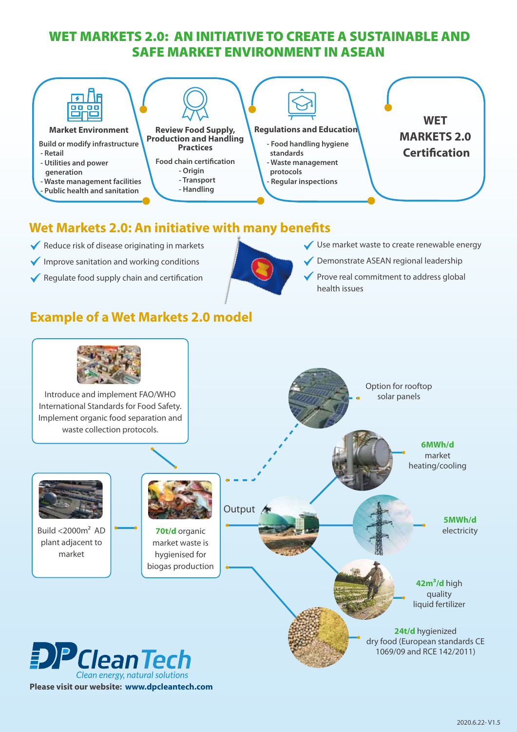# WET MARKETS 2.0: AN INITIATIVE TO CREATE A SUSTAINABLE AND SAFE MARKET ENVIRONMENT IN ASEAN

**Market Environment**

**Build or modify infrastructure**
- **Retail**
- **Utilities and power generation**
- **Waste management facilities**
- **Public health and sanitation**

**Review Food Supply, Production and Handling Practices**

**Food chain certification**
- **Origin**
- **Transport**
- **Handling**

**Regulations and Education**

- **Food handling hygiene standards**
- **Waste management protocols**
- **Regular inspections**

**WET MARKETS 2.0 Certification**

## Wet Markets 2.0: An initiative with many benefits

- ✓ Reduce risk of disease originating in markets
- ✓ Improve sanitation and working conditions
- ✓ Regulate food supply chain and certification
- ✓ Use market waste to create renewable energy
- ✓ Demonstrate ASEAN regional leadership
- ✓ Prove real commitment to address global health issues

## Example of a Wet Markets 2.0 model

Introduce and implement FAO/WHO International Standards for Food Safety. Implement organic food separation and waste collection protocols.

Build <2000m² AD plant adjacent to market

**70t/d** organic market waste is hygienised for biogas production

Output

Option for rooftop solar panels

**6MWh/d** market heating/cooling

**5MWh/d** electricity

**42m³/d** high quality liquid fertilizer

**24t/d** hygienized dry food (European standards CE 1069/09 and RCE 142/2011)

DP CleanTech
*Clean energy, natural solutions*

**Please visit our website: www.dpcleantech.com**

2020.6.22- V1.5